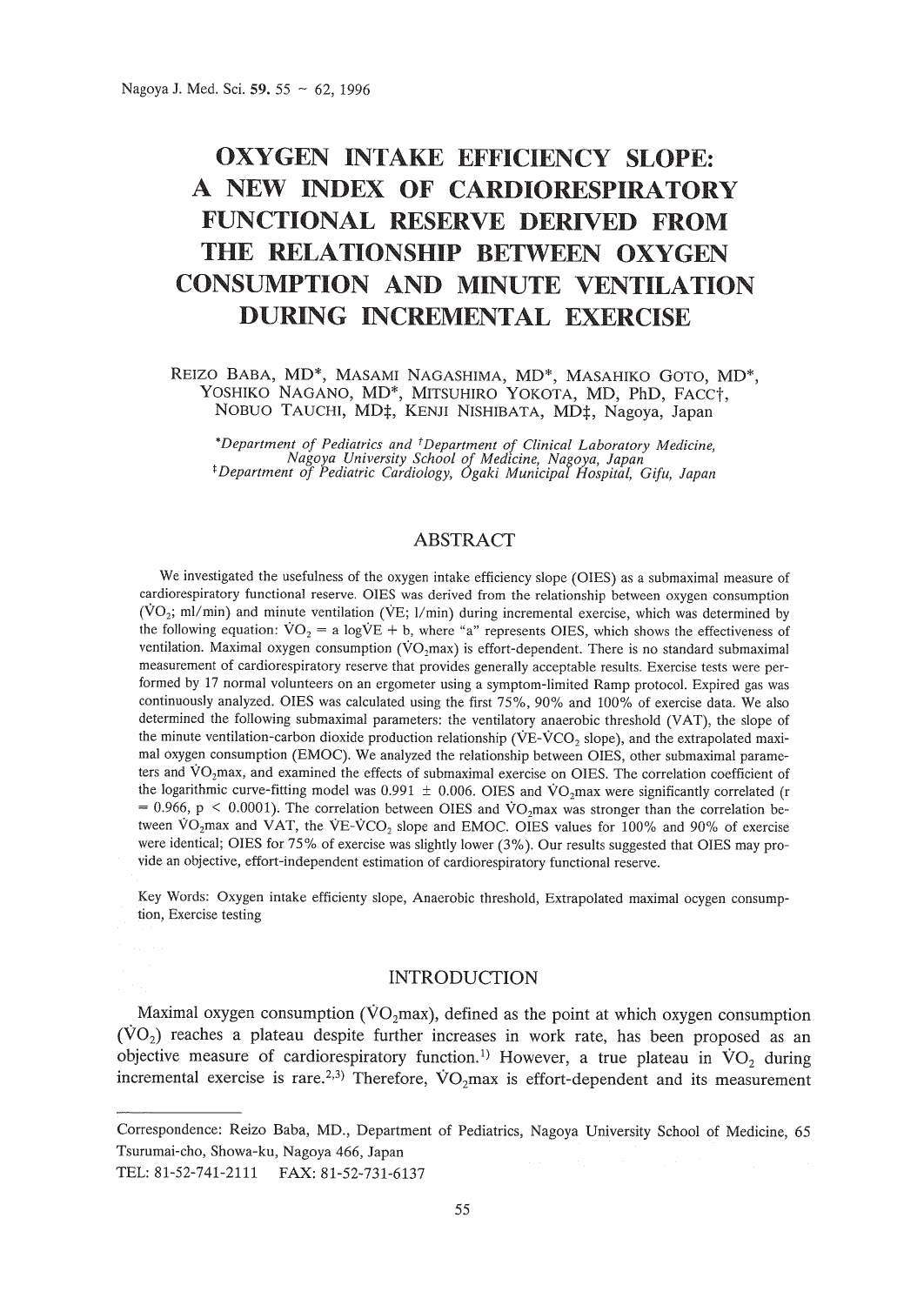# OXYGEN INTAKE EFFICIENCY SLOPE: A NEW INDEX OF CARDIORESPIRATORY FUNCTIONAL RESERVE DERIVED FROM THE RELATIONSHIP BETWEEN OXYGEN CONSUMPTION AND MINUTE VENTILATION DURING INCREMENTAL EXERCISE

REIZO BABA, MD*, MASAMI NAGASHIMA, MD*, MASAHIKO GOTO, MD*, YOSHIKO NAGANO, MD*, MITSUHIRO YOKOTA, MD, PhD, FACC†, NOBUO TAUCHI, MD‡, KENJI NISHIBATA, MD‡, Nagoya, Japan

*Department of Pediatrics and †Department of Clinical Laboratory Medicine, Nagoya University School of Medicine, Nagoya, Japan
‡Department of Pediatric Cardiology, Ogaki Municipal Hospital, Gifu, Japan

## ABSTRACT

We investigated the usefulness of the oxygen intake efficiency slope (OIES) as a submaximal measure of cardiorespiratory functional reserve. OIES was derived from the relationship between oxygen consumption ($\dot{V}O_2$; ml/min) and minute ventilation ($\dot{V}E$; l/min) during incremental exercise, which was determined by the following equation: $\dot{V}O_2 = a \log\dot{V}E + b$, where "a" represents OIES, which shows the effectiveness of ventilation. Maximal oxygen consumption ($\dot{V}O_2max$) is effort-dependent. There is no standard submaximal measurement of cardiorespiratory reserve that provides generally acceptable results. Exercise tests were performed by 17 normal volunteers on an ergometer using a symptom-limited Ramp protocol. Expired gas was continuously analyzed. OIES was calculated using the first 75%, 90% and 100% of exercise data. We also determined the following submaximal parameters: the ventilatory anaerobic threshold (VAT), the slope of the minute ventilation-carbon dioxide production relationship ($\dot{V}E$-$\dot{V}CO_2$ slope), and the extrapolated maximal oxygen consumption (EMOC). We analyzed the relationship between OIES, other submaximal parameters and $\dot{V}O_2max$, and examined the effects of submaximal exercise on OIES. The correlation coefficient of the logarithmic curve-fitting model was $0.991 \pm 0.006$. OIES and $\dot{V}O_2max$ were significantly correlated ($r = 0.966$, $p < 0.0001$). The correlation between OIES and $\dot{V}O_2max$ was stronger than the correlation between $\dot{V}O_2max$ and VAT, the $\dot{V}E$-$\dot{V}CO_2$ slope and EMOC. OIES values for 100% and 90% of exercise were identical; OIES for 75% of exercise was slightly lower (3%). Our results suggested that OIES may provide an objective, effort-independent estimation of cardiorespiratory functional reserve.

Key Words: Oxygen intake efficienty slope, Anaerobic threshold, Extrapolated maximal ocygen consumption, Exercise testing

## INTRODUCTION

Maximal oxygen consumption ($\dot{V}O_2max$), defined as the point at which oxygen consumption ($\dot{V}O_2$) reaches a plateau despite further increases in work rate, has been proposed as an objective measure of cardiorespiratory function.[1] However, a true plateau in $\dot{V}O_2$ during incremental exercise is rare.[2,3] Therefore, $\dot{V}O_2max$ is effort-dependent and its measurement

---

Correspondence: Reizo Baba, MD., Department of Pediatrics, Nagoya University School of Medicine, 65 Tsurumai-cho, Showa-ku, Nagoya 466, Japan
TEL: 81-52-741-2111 FAX: 81-52-731-6137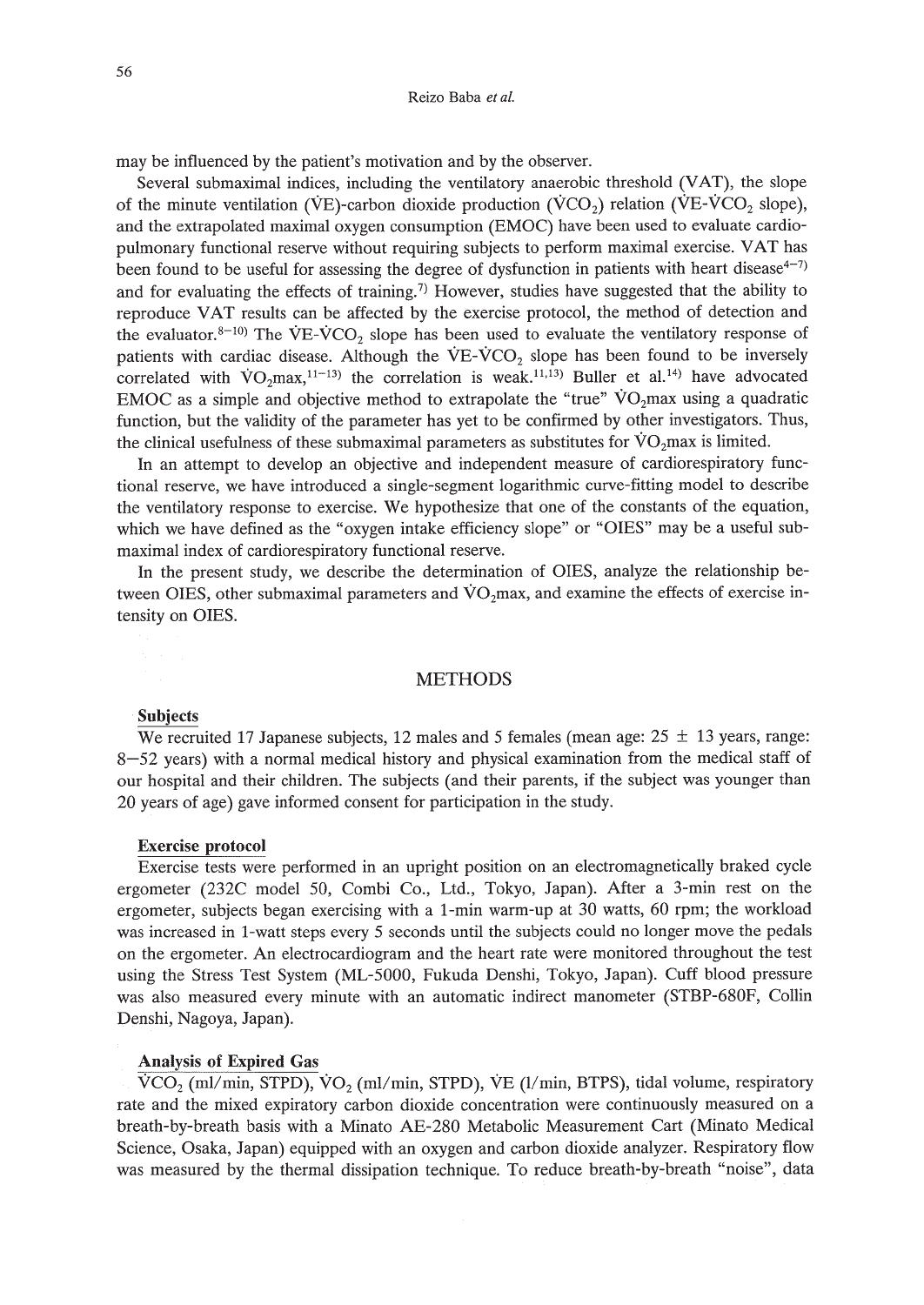may be influenced by the patient's motivation and by the observer.

Several submaximal indices, including the ventilatory anaerobic threshold (VAT), the slope of the minute ventilation ($\dot{V}E$)-carbon dioxide production ($\dot{V}CO_2$) relation ($\dot{V}E$-$\dot{V}CO_2$ slope), and the extrapolated maximal oxygen consumption (EMOC) have been used to evaluate cardiopulmonary functional reserve without requiring subjects to perform maximal exercise. VAT has been found to be useful for assessing the degree of dysfunction in patients with heart disease[4–7] and for evaluating the effects of training.[7] However, studies have suggested that the ability to reproduce VAT results can be affected by the exercise protocol, the method of detection and the evaluator.[8–10] The $\dot{V}E$-$\dot{V}CO_2$ slope has been used to evaluate the ventilatory response of patients with cardiac disease. Although the $\dot{V}E$-$\dot{V}CO_2$ slope has been found to be inversely correlated with $\dot{V}O_2$max,[11–13] the correlation is weak.[11,13] Buller et al.[14] have advocated EMOC as a simple and objective method to extrapolate the "true" $\dot{V}O_2$max using a quadratic function, but the validity of the parameter has yet to be confirmed by other investigators. Thus, the clinical usefulness of these submaximal parameters as substitutes for $\dot{V}O_2$max is limited.

In an attempt to develop an objective and independent measure of cardiorespiratory functional reserve, we have introduced a single-segment logarithmic curve-fitting model to describe the ventilatory response to exercise. We hypothesize that one of the constants of the equation, which we have defined as the "oxygen intake efficiency slope" or "OIES" may be a useful submaximal index of cardiorespiratory functional reserve.

In the present study, we describe the determination of OIES, analyze the relationship between OIES, other submaximal parameters and $\dot{V}O_2$max, and examine the effects of exercise intensity on OIES.

## METHODS

### Subjects

We recruited 17 Japanese subjects, 12 males and 5 females (mean age: 25 ± 13 years, range: 8–52 years) with a normal medical history and physical examination from the medical staff of our hospital and their children. The subjects (and their parents, if the subject was younger than 20 years of age) gave informed consent for participation in the study.

### Exercise protocol

Exercise tests were performed in an upright position on an electromagnetically braked cycle ergometer (232C model 50, Combi Co., Ltd., Tokyo, Japan). After a 3-min rest on the ergometer, subjects began exercising with a 1-min warm-up at 30 watts, 60 rpm; the workload was increased in 1-watt steps every 5 seconds until the subjects could no longer move the pedals on the ergometer. An electrocardiogram and the heart rate were monitored throughout the test using the Stress Test System (ML-5000, Fukuda Denshi, Tokyo, Japan). Cuff blood pressure was also measured every minute with an automatic indirect manometer (STBP-680F, Collin Denshi, Nagoya, Japan).

### Analysis of Expired Gas

$\dot{V}CO_2$ (ml/min, STPD), $\dot{V}O_2$ (ml/min, STPD), $\dot{V}E$ (l/min, BTPS), tidal volume, respiratory rate and the mixed expiratory carbon dioxide concentration were continuously measured on a breath-by-breath basis with a Minato AE-280 Metabolic Measurement Cart (Minato Medical Science, Osaka, Japan) equipped with an oxygen and carbon dioxide analyzer. Respiratory flow was measured by the thermal dissipation technique. To reduce breath-by-breath "noise", data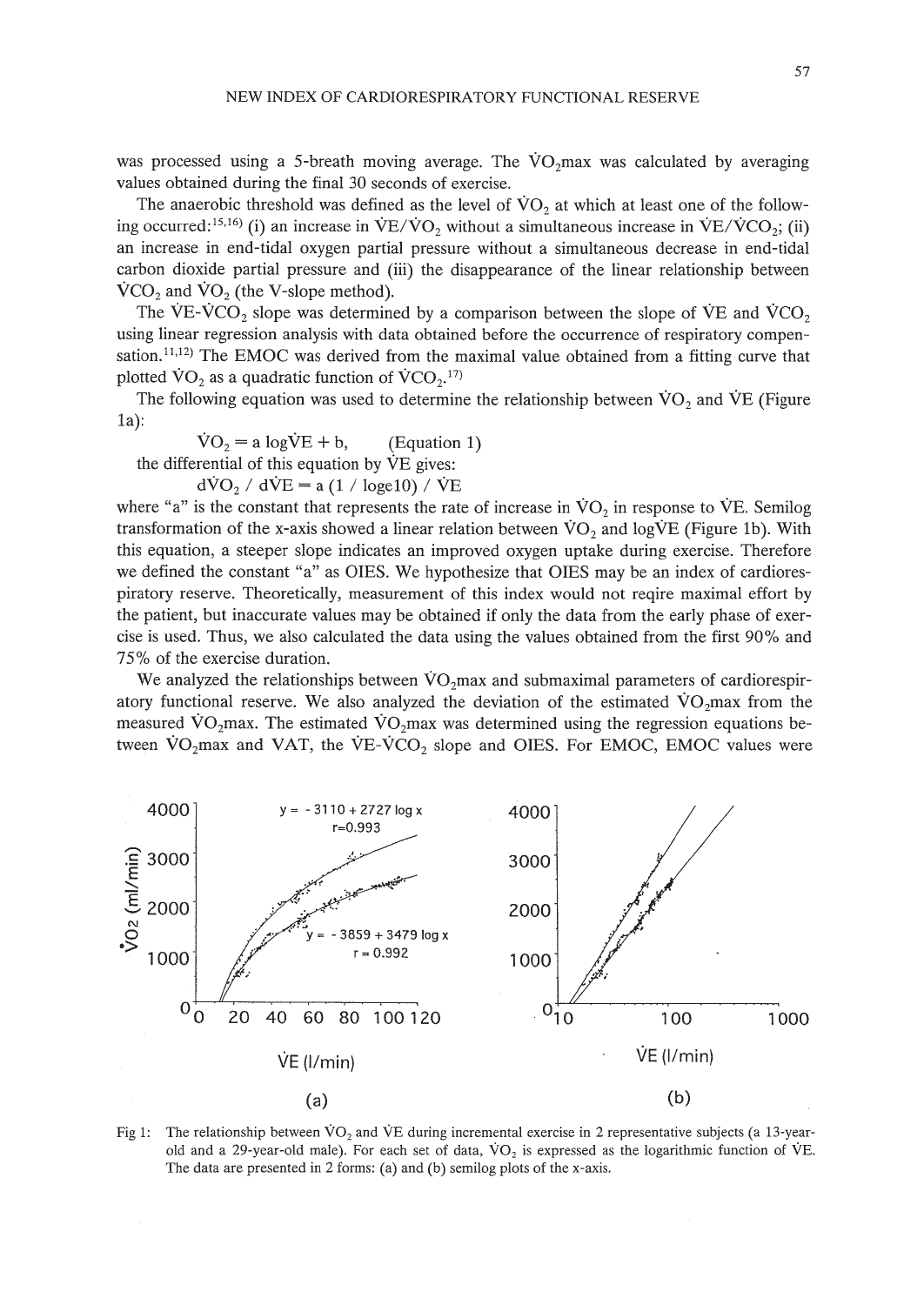was processed using a 5-breath moving average. The $\dot{V}O_2max$ was calculated by averaging values obtained during the final 30 seconds of exercise.

The anaerobic threshold was defined as the level of $\dot{V}O_2$ at which at least one of the following occurred:[15,16] (i) an increase in $\dot{V}E/\dot{V}O_2$ without a simultaneous increase in $\dot{V}E/\dot{V}CO_2$; (ii) an increase in end-tidal oxygen partial pressure without a simultaneous decrease in end-tidal carbon dioxide partial pressure and (iii) the disappearance of the linear relationship between $\dot{V}CO_2$ and $\dot{V}O_2$ (the V-slope method).

The $\dot{V}E$-$\dot{V}CO_2$ slope was determined by a comparison between the slope of $\dot{V}E$ and $\dot{V}CO_2$ using linear regression analysis with data obtained before the occurrence of respiratory compensation.[11,12] The EMOC was derived from the maximal value obtained from a fitting curve that plotted $\dot{V}O_2$ as a quadratic function of $\dot{V}CO_2$.[17]

The following equation was used to determine the relationship between $\dot{V}O_2$ and $\dot{V}E$ (Figure 1a):

$$\dot{V}O_2 = a \log\dot{V}E + b, \qquad \text{(Equation 1)}$$

the differential of this equation by $\dot{V}E$ gives:

$$d\dot{V}O_2 / d\dot{V}E = a\,(1 / \log e10) / \dot{V}E$$

where "a" is the constant that represents the rate of increase in $\dot{V}O_2$ in response to $\dot{V}E$. Semilog transformation of the x-axis showed a linear relation between $\dot{V}O_2$ and $\log\dot{V}E$ (Figure 1b). With this equation, a steeper slope indicates an improved oxygen uptake during exercise. Therefore we defined the constant "a" as OIES. We hypothesize that OIES may be an index of cardiorespiratory reserve. Theoretically, measurement of this index would not reqire maximal effort by the patient, but inaccurate values may be obtained if only the data from the early phase of exercise is used. Thus, we also calculated the data using the values obtained from the first 90% and 75% of the exercise duration.

We analyzed the relationships between $\dot{V}O_2max$ and submaximal parameters of cardiorespiratory functional reserve. We also analyzed the deviation of the estimated $\dot{V}O_2max$ from the measured $\dot{V}O_2max$. The estimated $\dot{V}O_2max$ was determined using the regression equations between $\dot{V}O_2max$ and VAT, the $\dot{V}E$-$\dot{V}CO_2$ slope and OIES. For EMOC, EMOC values were

Fig 1: The relationship between $\dot{V}O_2$ and $\dot{V}E$ during incremental exercise in 2 representative subjects (a 13-year-old and a 29-year-old male). For each set of data, $\dot{V}O_2$ is expressed as the logarithmic function of $\dot{V}E$. The data are presented in 2 forms: (a) and (b) semilog plots of the x-axis.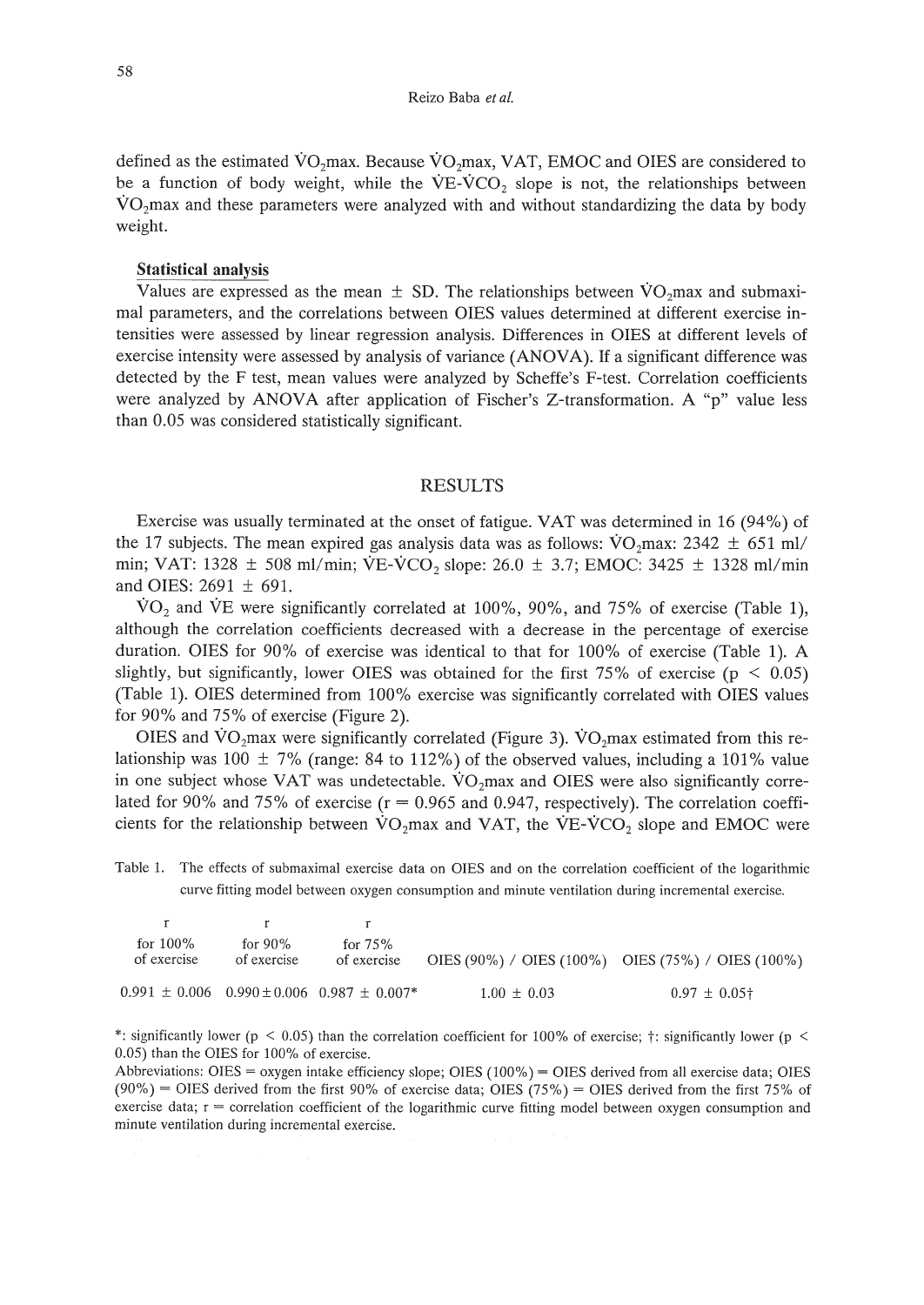defined as the estimated $\dot{V}O_2max$. Because $\dot{V}O_2max$, VAT, EMOC and OIES are considered to be a function of body weight, while the $\dot{V}E$-$\dot{V}CO_2$ slope is not, the relationships between $\dot{V}O_2max$ and these parameters were analyzed with and without standardizing the data by body weight.

### Statistical analysis

Values are expressed as the mean ± SD. The relationships between $\dot{V}O_2max$ and submaximal parameters, and the correlations between OIES values determined at different exercise intensities were assessed by linear regression analysis. Differences in OIES at different levels of exercise intensity were assessed by analysis of variance (ANOVA). If a significant difference was detected by the F test, mean values were analyzed by Scheffe's F-test. Correlation coefficients were analyzed by ANOVA after application of Fischer's Z-transformation. A "p" value less than 0.05 was considered statistically significant.

## RESULTS

Exercise was usually terminated at the onset of fatigue. VAT was determined in 16 (94%) of the 17 subjects. The mean expired gas analysis data was as follows: $\dot{V}O_2max$: 2342 ± 651 ml/min; VAT: 1328 ± 508 ml/min; $\dot{V}E$-$\dot{V}CO_2$ slope: 26.0 ± 3.7; EMOC: 3425 ± 1328 ml/min and OIES: 2691 ± 691.

$\dot{V}O_2$ and $\dot{V}E$ were significantly correlated at 100%, 90%, and 75% of exercise (Table 1), although the correlation coefficients decreased with a decrease in the percentage of exercise duration. OIES for 90% of exercise was identical to that for 100% of exercise (Table 1). A slightly, but significantly, lower OIES was obtained for the first 75% of exercise ($p < 0.05$) (Table 1). OIES determined from 100% exercise was significantly correlated with OIES values for 90% and 75% of exercise (Figure 2).

OIES and $\dot{V}O_2max$ were significantly correlated (Figure 3). $\dot{V}O_2max$ estimated from this relationship was 100 ± 7% (range: 84 to 112%) of the observed values, including a 101% value in one subject whose VAT was undetectable. $\dot{V}O_2max$ and OIES were also significantly correlated for 90% and 75% of exercise ($r = 0.965$ and $0.947$, respectively). The correlation coefficients for the relationship between $\dot{V}O_2max$ and VAT, the $\dot{V}E$-$\dot{V}CO_2$ slope and EMOC were

Table 1. The effects of submaximal exercise data on OIES and on the correlation coefficient of the logarithmic curve fitting model between oxygen consumption and minute ventilation during incremental exercise.

| r for 100% of exercise | r for 90% of exercise | r for 75% of exercise | OIES (90%) / OIES (100%) | OIES (75%) / OIES (100%) |
|---|---|---|---|---|
| 0.991 ± 0.006 | 0.990 ± 0.006 | 0.987 ± 0.007* | 1.00 ± 0.03 | 0.97 ± 0.05† |

*: significantly lower ($p < 0.05$) than the correlation coefficient for 100% of exercise; †: significantly lower ($p < 0.05$) than the OIES for 100% of exercise.

Abbreviations: OIES = oxygen intake efficiency slope; OIES (100%) = OIES derived from all exercise data; OIES (90%) = OIES derived from the first 90% of exercise data; OIES (75%) = OIES derived from the first 75% of exercise data; r = correlation coefficient of the logarithmic curve fitting model between oxygen consumption and minute ventilation during incremental exercise.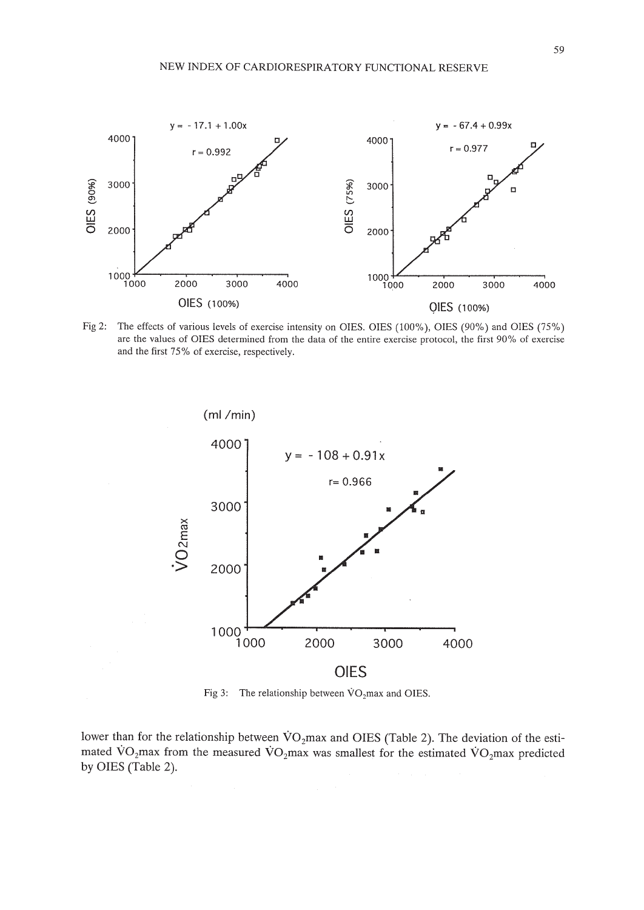Fig 2: The effects of various levels of exercise intensity on OIES. OIES (100%), OIES (90%) and OIES (75%) are the values of OIES determined from the data of the entire exercise protocol, the first 90% of exercise and the first 75% of exercise, respectively.

Fig 3: The relationship between $\dot{V}O_2max$ and OIES.

lower than for the relationship between $\dot{V}O_2max$ and OIES (Table 2). The deviation of the estimated $\dot{V}O_2max$ from the measured $\dot{V}O_2max$ was smallest for the estimated $\dot{V}O_2max$ predicted by OIES (Table 2).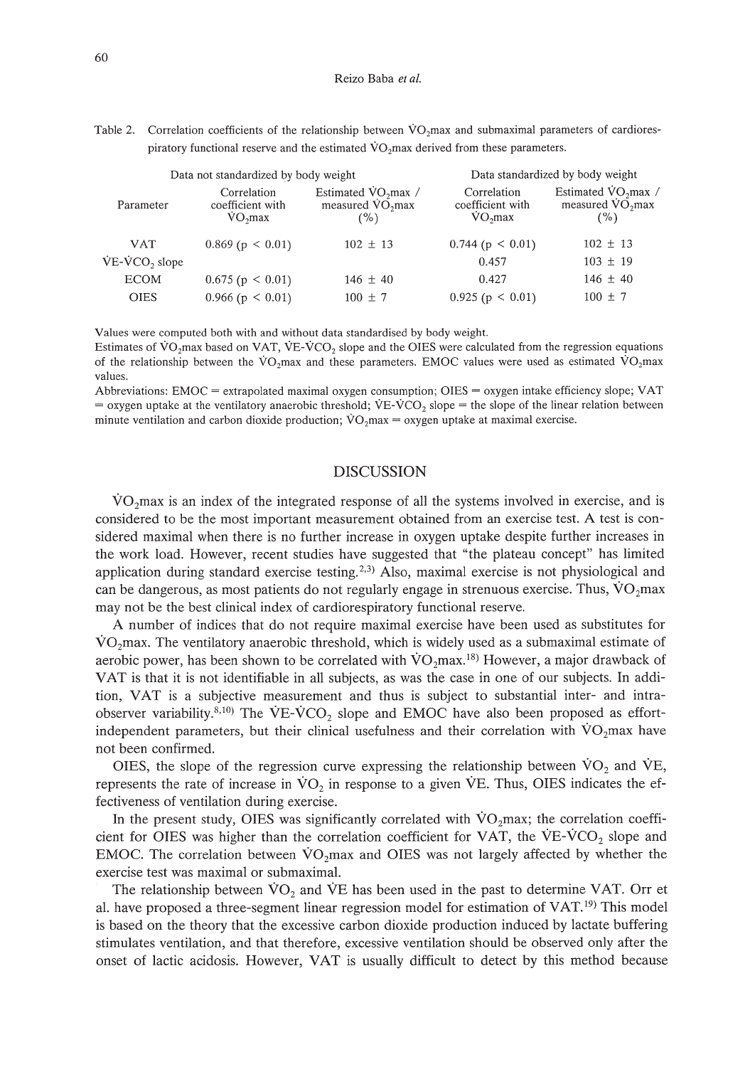Table 2. Correlation coefficients of the relationship between $\dot{V}O_2$max and submaximal parameters of cardiorespiratory functional reserve and the estimated $\dot{V}O_2$max derived from these parameters.

| | Data not standardized by body weight | | Data standardized by body weight | |
|---|---|---|---|---|
| Parameter | Correlation coefficient with $\dot{V}O_2$max | Estimated $\dot{V}O_2$max / measured $\dot{V}O_2$max (%) | Correlation coefficient with $\dot{V}O_2$max | Estimated $\dot{V}O_2$max / measured $\dot{V}O_2$max (%) |
| VAT | 0.869 ($p < 0.01$) | 102 ± 13 | 0.744 ($p < 0.01$) | 102 ± 13 |
| $\dot{V}E$-$\dot{V}CO_2$ slope | | | 0.457 | 103 ± 19 |
| ECOM | 0.675 ($p < 0.01$) | 146 ± 40 | 0.427 | 146 ± 40 |
| OIES | 0.966 ($p < 0.01$) | 100 ± 7 | 0.925 ($p < 0.01$) | 100 ± 7 |

Values were computed both with and without data standardised by body weight.
Estimates of $\dot{V}O_2$max based on VAT, $\dot{V}E$-$\dot{V}CO_2$ slope and the OIES were calculated from the regression equations of the relationship between the $\dot{V}O_2$max and these parameters. EMOC values were used as estimated $\dot{V}O_2$max values.
Abbreviations: EMOC = extrapolated maximal oxygen consumption; OIES = oxygen intake efficiency slope; VAT = oxygen uptake at the ventilatory anaerobic threshold; $\dot{V}E$-$\dot{V}CO_2$ slope = the slope of the linear relation between minute ventilation and carbon dioxide production; $\dot{V}O_2$max = oxygen uptake at maximal exercise.

## DISCUSSION

$\dot{V}O_2$max is an index of the integrated response of all the systems involved in exercise, and is considered to be the most important measurement obtained from an exercise test. A test is considered maximal when there is no further increase in oxygen uptake despite further increases in the work load. However, recent studies have suggested that "the plateau concept" has limited application during standard exercise testing.[2,3] Also, maximal exercise is not physiological and can be dangerous, as most patients do not regularly engage in strenuous exercise. Thus, $\dot{V}O_2$max may not be the best clinical index of cardiorespiratory functional reserve.

A number of indices that do not require maximal exercise have been used as substitutes for $\dot{V}O_2$max. The ventilatory anaerobic threshold, which is widely used as a submaximal estimate of aerobic power, has been shown to be correlated with $\dot{V}O_2$max.[18] However, a major drawback of VAT is that it is not identifiable in all subjects, as was the case in one of our subjects. In addition, VAT is a subjective measurement and thus is subject to substantial inter- and intra-observer variability.[8,10] The $\dot{V}E$-$\dot{V}CO_2$ slope and EMOC have also been proposed as effort-independent parameters, but their clinical usefulness and their correlation with $\dot{V}O_2$max have not been confirmed.

OIES, the slope of the regression curve expressing the relationship between $\dot{V}O_2$ and $\dot{V}E$, represents the rate of increase in $\dot{V}O_2$ in response to a given $\dot{V}E$. Thus, OIES indicates the effectiveness of ventilation during exercise.

In the present study, OIES was significantly correlated with $\dot{V}O_2$max; the correlation coefficient for OIES was higher than the correlation coefficient for VAT, the $\dot{V}E$-$\dot{V}CO_2$ slope and EMOC. The correlation between $\dot{V}O_2$max and OIES was not largely affected by whether the exercise test was maximal or submaximal.

The relationship between $\dot{V}O_2$ and $\dot{V}E$ has been used in the past to determine VAT. Orr et al. have proposed a three-segment linear regression model for estimation of VAT.[19] This model is based on the theory that the excessive carbon dioxide production induced by lactate buffering stimulates ventilation, and that therefore, excessive ventilation should be observed only after the onset of lactic acidosis. However, VAT is usually difficult to detect by this method because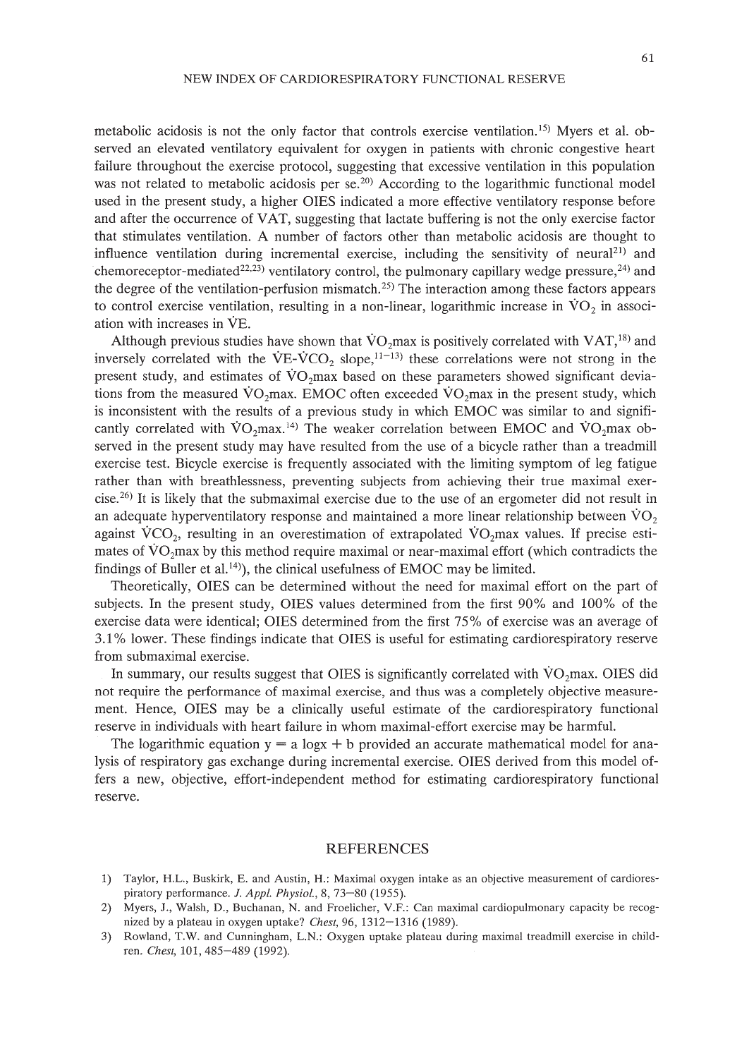metabolic acidosis is not the only factor that controls exercise ventilation.[15] Myers et al. observed an elevated ventilatory equivalent for oxygen in patients with chronic congestive heart failure throughout the exercise protocol, suggesting that excessive ventilation in this population was not related to metabolic acidosis per se.[20] According to the logarithmic functional model used in the present study, a higher OIES indicated a more effective ventilatory response before and after the occurrence of VAT, suggesting that lactate buffering is not the only exercise factor that stimulates ventilation. A number of factors other than metabolic acidosis are thought to influence ventilation during incremental exercise, including the sensitivity of neural[21] and chemoreceptor-mediated[22,23] ventilatory control, the pulmonary capillary wedge pressure,[24] and the degree of the ventilation-perfusion mismatch.[25] The interaction among these factors appears to control exercise ventilation, resulting in a non-linear, logarithmic increase in $\dot{V}O_2$ in association with increases in $\dot{V}E$.

Although previous studies have shown that $\dot{V}O_2$max is positively correlated with VAT,[18] and inversely correlated with the $\dot{V}E$-$\dot{V}CO_2$ slope,[11–13] these correlations were not strong in the present study, and estimates of $\dot{V}O_2$max based on these parameters showed significant deviations from the measured $\dot{V}O_2$max. EMOC often exceeded $\dot{V}O_2$max in the present study, which is inconsistent with the results of a previous study in which EMOC was similar to and significantly correlated with $\dot{V}O_2$max.[14] The weaker correlation between EMOC and $\dot{V}O_2$max observed in the present study may have resulted from the use of a bicycle rather than a treadmill exercise test. Bicycle exercise is frequently associated with the limiting symptom of leg fatigue rather than with breathlessness, preventing subjects from achieving their true maximal exercise.[26] It is likely that the submaximal exercise due to the use of an ergometer did not result in an adequate hyperventilatory response and maintained a more linear relationship between $\dot{V}O_2$ against $\dot{V}CO_2$, resulting in an overestimation of extrapolated $\dot{V}O_2$max values. If precise estimates of $\dot{V}O_2$max by this method require maximal or near-maximal effort (which contradicts the findings of Buller et al.[14]), the clinical usefulness of EMOC may be limited.

Theoretically, OIES can be determined without the need for maximal effort on the part of subjects. In the present study, OIES values determined from the first 90% and 100% of the exercise data were identical; OIES determined from the first 75% of exercise was an average of 3.1% lower. These findings indicate that OIES is useful for estimating cardiorespiratory reserve from submaximal exercise.

In summary, our results suggest that OIES is significantly correlated with $\dot{V}O_2$max. OIES did not require the performance of maximal exercise, and thus was a completely objective measurement. Hence, OIES may be a clinically useful estimate of the cardiorespiratory functional reserve in individuals with heart failure in whom maximal-effort exercise may be harmful.

The logarithmic equation $y = a \log x + b$ provided an accurate mathematical model for analysis of respiratory gas exchange during incremental exercise. OIES derived from this model offers a new, objective, effort-independent method for estimating cardiorespiratory functional reserve.

## REFERENCES

1) Taylor, H.L., Buskirk, E. and Austin, H.: Maximal oxygen intake as an objective measurement of cardiorespiratory performance. *J. Appl. Physiol.*, 8, 73–80 (1955).
2) Myers, J., Walsh, D., Buchanan, N. and Froelicher, V.F.: Can maximal cardiopulmonary capacity be recognized by a plateau in oxygen uptake? *Chest*, 96, 1312–1316 (1989).
3) Rowland, T.W. and Cunningham, L.N.: Oxygen uptake plateau during maximal treadmill exercise in children. *Chest*, 101, 485–489 (1992).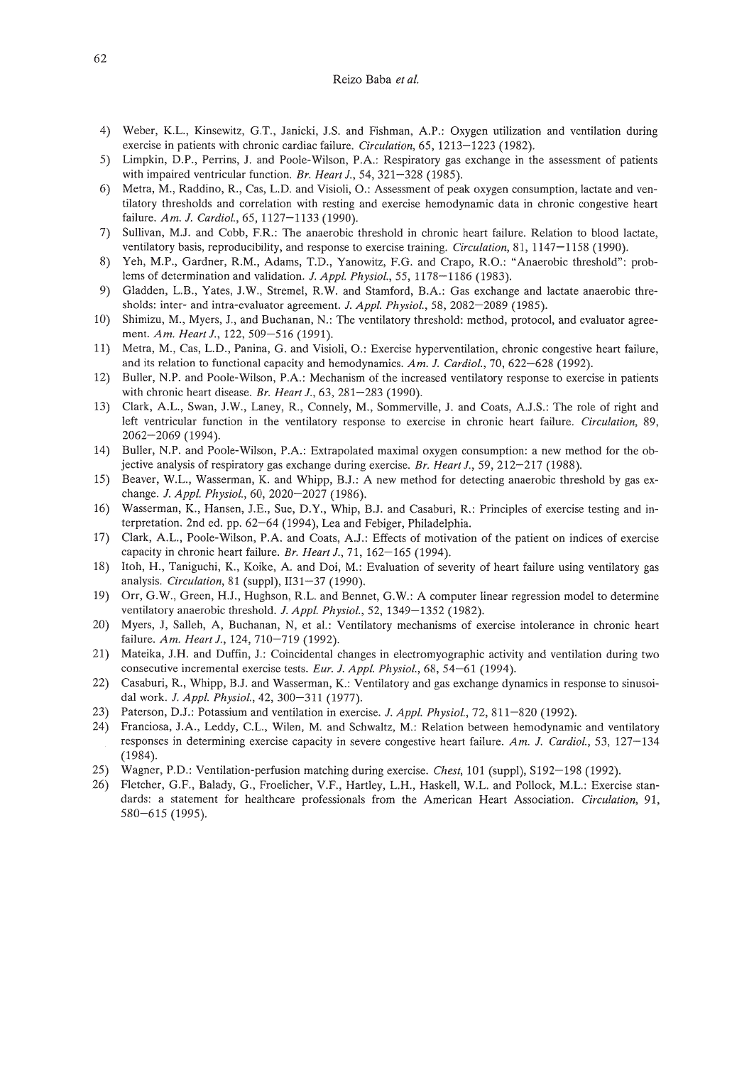4) Weber, K.L., Kinsewitz, G.T., Janicki, J.S. and Fishman, A.P.: Oxygen utilization and ventilation during exercise in patients with chronic cardiac failure. *Circulation*, 65, 1213–1223 (1982).
5) Limpkin, D.P., Perrins, J. and Poole-Wilson, P.A.: Respiratory gas exchange in the assessment of patients with impaired ventricular function. *Br. Heart J.*, 54, 321–328 (1985).
6) Metra, M., Raddino, R., Cas, L.D. and Visioli, O.: Assessment of peak oxygen consumption, lactate and ventilatory thresholds and correlation with resting and exercise hemodynamic data in chronic congestive heart failure. *Am. J. Cardiol.*, 65, 1127–1133 (1990).
7) Sullivan, M.J. and Cobb, F.R.: The anaerobic threshold in chronic heart failure. Relation to blood lactate, ventilatory basis, reproducibility, and response to exercise training. *Circulation*, 81, 1147–1158 (1990).
8) Yeh, M.P., Gardner, R.M., Adams, T.D., Yanowitz, F.G. and Crapo, R.O.: "Anaerobic threshold": problems of determination and validation. *J. Appl. Physiol.*, 55, 1178–1186 (1983).
9) Gladden, L.B., Yates, J.W., Stremel, R.W. and Stamford, B.A.: Gas exchange and lactate anaerobic thresholds: inter- and intra-evaluator agreement. *J. Appl. Physiol.*, 58, 2082–2089 (1985).
10) Shimizu, M., Myers, J., and Buchanan, N.: The ventilatory threshold: method, protocol, and evaluator agreement. *Am. Heart J.*, 122, 509–516 (1991).
11) Metra, M., Cas, L.D., Panina, G. and Visioli, O.: Exercise hyperventilation, chronic congestive heart failure, and its relation to functional capacity and hemodynamics. *Am. J. Cardiol.*, 70, 622–628 (1992).
12) Buller, N.P. and Poole-Wilson, P.A.: Mechanism of the increased ventilatory response to exercise in patients with chronic heart disease. *Br. Heart J.*, 63, 281–283 (1990).
13) Clark, A.L., Swan, J.W., Laney, R., Connely, M., Sommerville, J. and Coats, A.J.S.: The role of right and left ventricular function in the ventilatory response to exercise in chronic heart failure. *Circulation*, 89, 2062–2069 (1994).
14) Buller, N.P. and Poole-Wilson, P.A.: Extrapolated maximal oxygen consumption: a new method for the objective analysis of respiratory gas exchange during exercise. *Br. Heart J.*, 59, 212–217 (1988).
15) Beaver, W.L., Wasserman, K. and Whipp, B.J.: A new method for detecting anaerobic threshold by gas exchange. *J. Appl. Physiol.*, 60, 2020–2027 (1986).
16) Wasserman, K., Hansen, J.E., Sue, D.Y., Whip, B.J. and Casaburi, R.: Principles of exercise testing and interpretation. 2nd ed. pp. 62–64 (1994), Lea and Febiger, Philadelphia.
17) Clark, A.L., Poole-Wilson, P.A. and Coats, A.J.: Effects of motivation of the patient on indices of exercise capacity in chronic heart failure. *Br. Heart J.*, 71, 162–165 (1994).
18) Itoh, H., Taniguchi, K., Koike, A. and Doi, M.: Evaluation of severity of heart failure using ventilatory gas analysis. *Circulation*, 81 (suppl), II31–37 (1990).
19) Orr, G.W., Green, H.J., Hughson, R.L. and Bennet, G.W.: A computer linear regression model to determine ventilatory anaerobic threshold. *J. Appl. Physiol.*, 52, 1349–1352 (1982).
20) Myers, J, Salleh, A, Buchanan, N, et al.: Ventilatory mechanisms of exercise intolerance in chronic heart failure. *Am. Heart J.*, 124, 710–719 (1992).
21) Mateika, J.H. and Duffin, J.: Coincidental changes in electromyographic activity and ventilation during two consecutive incremental exercise tests. *Eur. J. Appl. Physiol.*, 68, 54–61 (1994).
22) Casaburi, R., Whipp, B.J. and Wasserman, K.: Ventilatory and gas exchange dynamics in response to sinusoidal work. *J. Appl. Physiol.*, 42, 300–311 (1977).
23) Paterson, D.J.: Potassium and ventilation in exercise. *J. Appl. Physiol.*, 72, 811–820 (1992).
24) Franciosa, J.A., Leddy, C.L., Wilen, M. and Schwaltz, M.: Relation between hemodynamic and ventilatory responses in determining exercise capacity in severe congestive heart failure. *Am. J. Cardiol.*, 53, 127–134 (1984).
25) Wagner, P.D.: Ventilation-perfusion matching during exercise. *Chest*, 101 (suppl), S192–198 (1992).
26) Fletcher, G.F., Balady, G., Froelicher, V.F., Hartley, L.H., Haskell, W.L. and Pollock, M.L.: Exercise standards: a statement for healthcare professionals from the American Heart Association. *Circulation*, 91, 580–615 (1995).